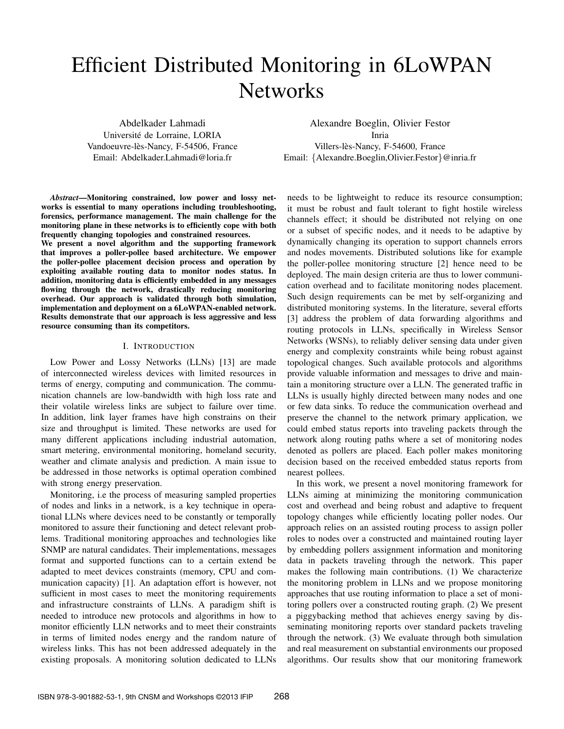# Efficient Distributed Monitoring in 6LoWPAN Networks

Abdelkader Lahmadi
Université de Lorraine, LORIA
Vandoeuvre-lès-Nancy, F-54506, France
Email: Abdelkader.Lahmadi@loria.fr

Alexandre Boeglin, Olivier Festor
Inria
Villers-lès-Nancy, F-54600, France
Email: {Alexandre.Boeglin,Olivier.Festor}@inria.fr

***Abstract*—Monitoring constrained, low power and lossy networks is essential to many operations including troubleshooting, forensics, performance management. The main challenge for the monitoring plane in these networks is to efficiently cope with both frequently changing topologies and constrained resources.**
**We present a novel algorithm and the supporting framework that improves a poller-pollee based architecture. We empower the poller-pollee placement decision process and operation by exploiting available routing data to monitor nodes status. In addition, monitoring data is efficiently embedded in any messages flowing through the network, drastically reducing monitoring overhead. Our approach is validated through both simulation, implementation and deployment on a 6LoWPAN-enabled network. Results demonstrate that our approach is less aggressive and less resource consuming than its competitors.**

## I. Introduction

Low Power and Lossy Networks (LLNs) [13] are made of interconnected wireless devices with limited resources in terms of energy, computing and communication. The communication channels are low-bandwidth with high loss rate and their volatile wireless links are subject to failure over time. In addition, link layer frames have high constrains on their size and throughput is limited. These networks are used for many different applications including industrial automation, smart metering, environmental monitoring, homeland security, weather and climate analysis and prediction. A main issue to be addressed in those networks is optimal operation combined with strong energy preservation.

Monitoring, i.e the process of measuring sampled properties of nodes and links in a network, is a key technique in operational LLNs where devices need to be constantly or temporally monitored to assure their functioning and detect relevant problems. Traditional monitoring approaches and technologies like SNMP are natural candidates. Their implementations, messages format and supported functions can to a certain extend be adapted to meet devices constraints (memory, CPU and communication capacity) [1]. An adaptation effort is however, not sufficient in most cases to meet the monitoring requirements and infrastructure constraints of LLNs. A paradigm shift is needed to introduce new protocols and algorithms in how to monitor efficiently LLN networks and to meet their constraints in terms of limited nodes energy and the random nature of wireless links. This has not been addressed adequately in the existing proposals. A monitoring solution dedicated to LLNs needs to be lightweight to reduce its resource consumption; it must be robust and fault tolerant to fight hostile wireless channels effect; it should be distributed not relying on one or a subset of specific nodes, and it needs to be adaptive by dynamically changing its operation to support channels errors and nodes movements. Distributed solutions like for example the poller-pollee monitoring structure [2] hence need to be deployed. The main design criteria are thus to lower communication overhead and to facilitate monitoring nodes placement. Such design requirements can be met by self-organizing and distributed monitoring systems. In the literature, several efforts [3] address the problem of data forwarding algorithms and routing protocols in LLNs, specifically in Wireless Sensor Networks (WSNs), to reliably deliver sensing data under given energy and complexity constraints while being robust against topological changes. Such available protocols and algorithms provide valuable information and messages to drive and maintain a monitoring structure over a LLN. The generated traffic in LLNs is usually highly directed between many nodes and one or few data sinks. To reduce the communication overhead and preserve the channel to the network primary application, we could embed status reports into traveling packets through the network along routing paths where a set of monitoring nodes denoted as pollers are placed. Each poller makes monitoring decision based on the received embedded status reports from nearest pollees.

In this work, we present a novel monitoring framework for LLNs aiming at minimizing the monitoring communication cost and overhead and being robust and adaptive to frequent topology changes while efficiently locating poller nodes. Our approach relies on an assisted routing process to assign poller roles to nodes over a constructed and maintained routing layer by embedding pollers assignment information and monitoring data in packets traveling through the network. This paper makes the following main contributions. (1) We characterize the monitoring problem in LLNs and we propose monitoring approaches that use routing information to place a set of monitoring pollers over a constructed routing graph. (2) We present a piggybacking method that achieves energy saving by disseminating monitoring reports over standard packets traveling through the network. (3) We evaluate through both simulation and real measurement on substantial environments our proposed algorithms. Our results show that our monitoring framework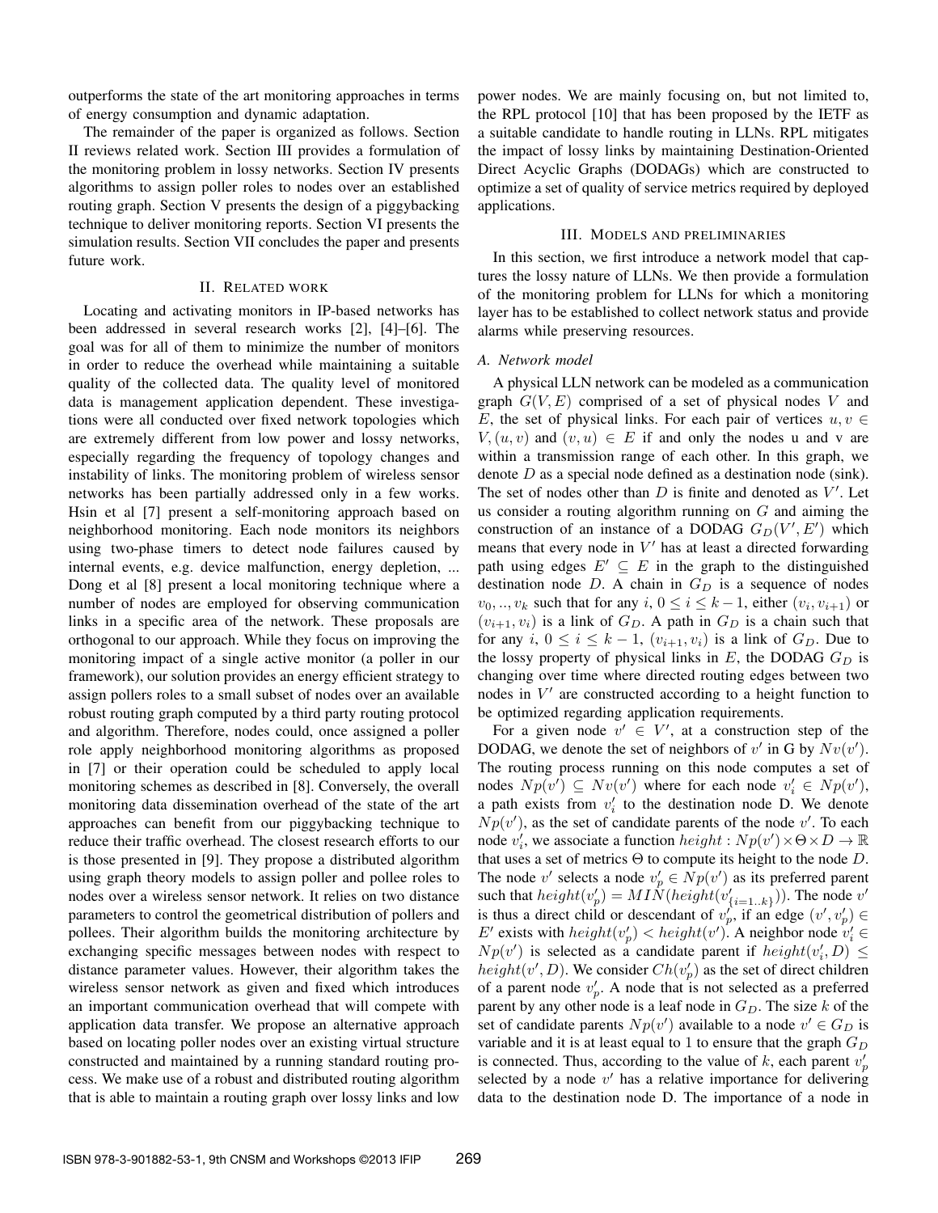outperforms the state of the art monitoring approaches in terms of energy consumption and dynamic adaptation.

The remainder of the paper is organized as follows. Section II reviews related work. Section III provides a formulation of the monitoring problem in lossy networks. Section IV presents algorithms to assign poller roles to nodes over an established routing graph. Section V presents the design of a piggybacking technique to deliver monitoring reports. Section VI presents the simulation results. Section VII concludes the paper and presents future work.

## II. Related work

Locating and activating monitors in IP-based networks has been addressed in several research works [2], [4]–[6]. The goal was for all of them to minimize the number of monitors in order to reduce the overhead while maintaining a suitable quality of the collected data. The quality level of monitored data is management application dependent. These investigations were all conducted over fixed network topologies which are extremely different from low power and lossy networks, especially regarding the frequency of topology changes and instability of links. The monitoring problem of wireless sensor networks has been partially addressed only in a few works. Hsin et al [7] present a self-monitoring approach based on neighborhood monitoring. Each node monitors its neighbors using two-phase timers to detect node failures caused by internal events, e.g. device malfunction, energy depletion, ... Dong et al [8] present a local monitoring technique where a number of nodes are employed for observing communication links in a specific area of the network. These proposals are orthogonal to our approach. While they focus on improving the monitoring impact of a single active monitor (a poller in our framework), our solution provides an energy efficient strategy to assign pollers roles to a small subset of nodes over an available robust routing graph computed by a third party routing protocol and algorithm. Therefore, nodes could, once assigned a poller role apply neighborhood monitoring algorithms as proposed in [7] or their operation could be scheduled to apply local monitoring schemes as described in [8]. Conversely, the overall monitoring data dissemination overhead of the state of the art approaches can benefit from our piggybacking technique to reduce their traffic overhead. The closest research efforts to our is those presented in [9]. They propose a distributed algorithm using graph theory models to assign poller and pollee roles to nodes over a wireless sensor network. It relies on two distance parameters to control the geometrical distribution of pollers and pollees. Their algorithm builds the monitoring architecture by exchanging specific messages between nodes with respect to distance parameter values. However, their algorithm takes the wireless sensor network as given and fixed which introduces an important communication overhead that will compete with application data transfer. We propose an alternative approach based on locating poller nodes over an existing virtual structure constructed and maintained by a running standard routing process. We make use of a robust and distributed routing algorithm that is able to maintain a routing graph over lossy links and low power nodes. We are mainly focusing on, but not limited to, the RPL protocol [10] that has been proposed by the IETF as a suitable candidate to handle routing in LLNs. RPL mitigates the impact of lossy links by maintaining Destination-Oriented Direct Acyclic Graphs (DODAGs) which are constructed to optimize a set of quality of service metrics required by deployed applications.

## III. Models and preliminaries

In this section, we first introduce a network model that captures the lossy nature of LLNs. We then provide a formulation of the monitoring problem for LLNs for which a monitoring layer has to be established to collect network status and provide alarms while preserving resources.

### A. Network model

A physical LLN network can be modeled as a communication graph $G(V, E)$ comprised of a set of physical nodes $V$ and $E$, the set of physical links. For each pair of vertices $u, v \in V, (u, v)$ and $(v, u) \in E$ if and only the nodes u and v are within a transmission range of each other. In this graph, we denote $D$ as a special node defined as a destination node (sink). The set of nodes other than $D$ is finite and denoted as $V'$. Let us consider a routing algorithm running on $G$ and aiming the construction of an instance of a DODAG $G_D(V', E')$ which means that every node in $V'$ has at least a directed forwarding path using edges $E' \subseteq E$ in the graph to the distinguished destination node $D$. A chain in $G_D$ is a sequence of nodes $v_0, .., v_k$ such that for any $i$, $0 \leq i \leq k-1$, either $(v_i, v_{i+1})$ or $(v_{i+1}, v_i)$ is a link of $G_D$. A path in $G_D$ is a chain such that for any $i$, $0 \leq i \leq k-1$, $(v_{i+1}, v_i)$ is a link of $G_D$. Due to the lossy property of physical links in $E$, the DODAG $G_D$ is changing over time where directed routing edges between two nodes in $V'$ are constructed according to a height function to be optimized regarding application requirements.

For a given node $v' \in V'$, at a construction step of the DODAG, we denote the set of neighbors of $v'$ in G by $Nv(v')$. The routing process running on this node computes a set of nodes $Np(v') \subseteq Nv(v')$ where for each node $v'_i \in Np(v')$, a path exists from $v'_i$ to the destination node D. We denote $Np(v')$, as the set of candidate parents of the node $v'$. To each node $v'_i$, we associate a function $height : Np(v') \times \Theta \times D \rightarrow \mathbb{R}$ that uses a set of metrics $\Theta$ to compute its height to the node $D$. The node $v'$ selects a node $v'_p \in Np(v')$ as its preferred parent such that $height(v'_p) = MIN(height(v'_{\{i=1..k\}}))$. The node $v'$ is thus a direct child or descendant of $v'_p$, if an edge $(v', v'_p) \in E'$ exists with $height(v'_p) < height(v')$. A neighbor node $v'_i \in Np(v')$ is selected as a candidate parent if $height(v'_i, D) \leq height(v', D)$. We consider $Ch(v'_p)$ as the set of direct children of a parent node $v'_p$. A node that is not selected as a preferred parent by any other node is a leaf node in $G_D$. The size $k$ of the set of candidate parents $Np(v')$ available to a node $v' \in G_D$ is variable and it is at least equal to 1 to ensure that the graph $G_D$ is connected. Thus, according to the value of $k$, each parent $v'_p$ selected by a node $v'$ has a relative importance for delivering data to the destination node D. The importance of a node in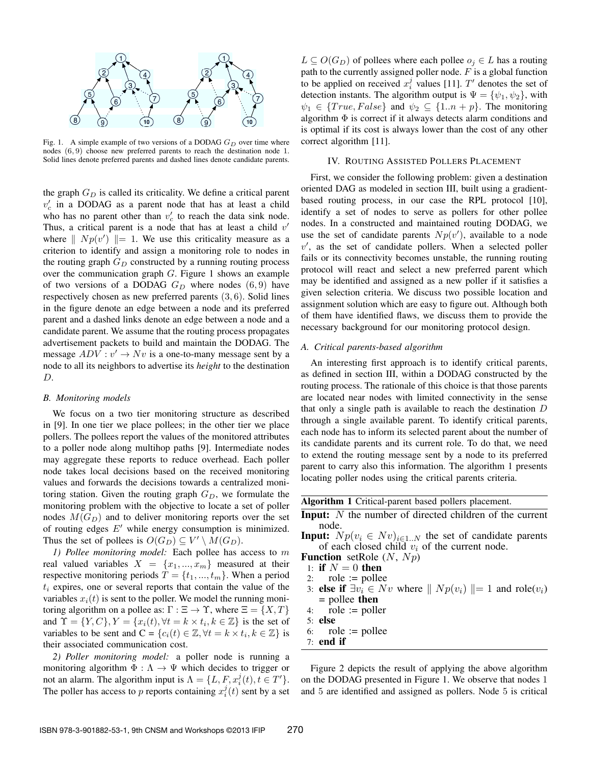Fig. 1. A simple example of two versions of a DODAG $G_D$ over time where nodes $(6, 9)$ choose new preferred parents to reach the destination node 1. Solid lines denote preferred parents and dashed lines denote candidate parents.

the graph $G_D$ is called its criticality. We define a critical parent $v'_c$ in a DODAG as a parent node that has at least a child who has no parent other than $v'_c$ to reach the data sink node. Thus, a critical parent is a node that has at least a child $v'$ where $\| Np(v') \| = 1$. We use this criticality measure as a criterion to identify and assign a monitoring role to nodes in the routing graph $G_D$ constructed by a running routing process over the communication graph $G$. Figure 1 shows an example of two versions of a DODAG $G_D$ where nodes $(6, 9)$ have respectively chosen as new preferred parents $(3, 6)$. Solid lines in the figure denote an edge between a node and its preferred parent and a dashed links denote an edge between a node and a candidate parent. We assume that the routing process propagates advertisement packets to build and maintain the DODAG. The message $ADV : v' \rightarrow Nv$ is a one-to-many message sent by a node to all its neighbors to advertise its *height* to the destination $D$.

### B. Monitoring models

We focus on a two tier monitoring structure as described in [9]. In one tier we place pollees; in the other tier we place pollers. The pollees report the values of the monitored attributes to a poller node along multihop paths [9]. Intermediate nodes may aggregate these reports to reduce overhead. Each poller node takes local decisions based on the received monitoring values and forwards the decisions towards a centralized monitoring station. Given the routing graph $G_D$, we formulate the monitoring problem with the objective to locate a set of poller nodes $M(G_D)$ and to deliver monitoring reports over the set of routing edges $E'$ while energy consumption is minimized. Thus the set of pollees is $O(G_D) \subseteq V' \setminus M(G_D)$.

*1) Pollee monitoring model:* Each pollee has access to $m$ real valued variables $X = \{x_1, ..., x_m\}$ measured at their respective monitoring periods $T = \{t_1, ..., t_m\}$. When a period $t_i$ expires, one or several reports that contain the value of the variables $x_i(t)$ is sent to the poller. We model the running monitoring algorithm on a pollee as: $\Gamma : \Xi \rightarrow \Upsilon$, where $\Xi = \{X, T\}$ and $\Upsilon = \{Y, C\}, Y = \{x_i(t), \forall t = k \times t_i, k \in \mathbb{Z}\}$ is the set of variables to be sent and C = $\{c_i(t) \in \mathbb{Z}, \forall t = k \times t_i, k \in \mathbb{Z}\}$ is their associated communication cost.

*2) Poller monitoring model:* a poller node is running a monitoring algorithm $\Phi : \Lambda \rightarrow \Psi$ which decides to trigger or not an alarm. The algorithm input is $\Lambda = \{L, F, x_i^j(t), t \in T'\}$. The poller has access to $p$ reports containing $x_i^j(t)$ sent by a set $L \subseteq O(G_D)$ of pollees where each pollee $o_j \in L$ has a routing path to the currently assigned poller node. $F$ is a global function to be applied on received $x_i^j$ values [11]. $T'$ denotes the set of detection instants. The algorithm output is $\Psi = \{\psi_1, \psi_2\}$, with $\psi_1 \in \{True, False\}$ and $\psi_2 \subseteq \{1..n + p\}$. The monitoring algorithm $\Phi$ is correct if it always detects alarm conditions and is optimal if its cost is always lower than the cost of any other correct algorithm [11].

## IV. Routing Assisted Pollers Placement

First, we consider the following problem: given a destination oriented DAG as modeled in section III, built using a gradient-based routing process, in our case the RPL protocol [10], identify a set of nodes to serve as pollers for other pollee nodes. In a constructed and maintained routing DODAG, we use the set of candidate parents $Np(v')$, available to a node $v'$, as the set of candidate pollers. When a selected poller fails or its connectivity becomes unstable, the running routing protocol will react and select a new preferred parent which may be identified and assigned as a new poller if it satisfies a given selection criteria. We discuss two possible location and assignment solution which are easy to figure out. Although both of them have identified flaws, we discuss them to provide the necessary background for our monitoring protocol design.

### A. Critical parents-based algorithm

An interesting first approach is to identify critical parents, as defined in section III, within a DODAG constructed by the routing process. The rationale of this choice is that those parents are located near nodes with limited connectivity in the sense that only a single path is available to reach the destination $D$ through a single available parent. To identify critical parents, each node has to inform its selected parent about the number of its candidate parents and its current role. To do that, we need to extend the routing message sent by a node to its preferred parent to carry also this information. The algorithm 1 presents locating poller nodes using the critical parents criteria.

**Algorithm 1** Critical-parent based pollers placement.

**Input:** $N$ the number of directed children of the current node.
**Input:** $Np(v_i \in Nv)_{i \in 1..N}$ the set of candidate parents of each closed child $v_i$ of the current node.
**Function** setRole ($N$, $Np$)
1: **if** $N = 0$ **then**
2: role := pollee
3: **else if** $\exists v_i \in Nv$ where $\| Np(v_i) \| = 1$ and role($v_i$) = pollee **then**
4: role := poller
5: **else**
6: role := pollee
7: **end if**

Figure 2 depicts the result of applying the above algorithm on the DODAG presented in Figure 1. We observe that nodes 1 and 5 are identified and assigned as pollers. Node 5 is critical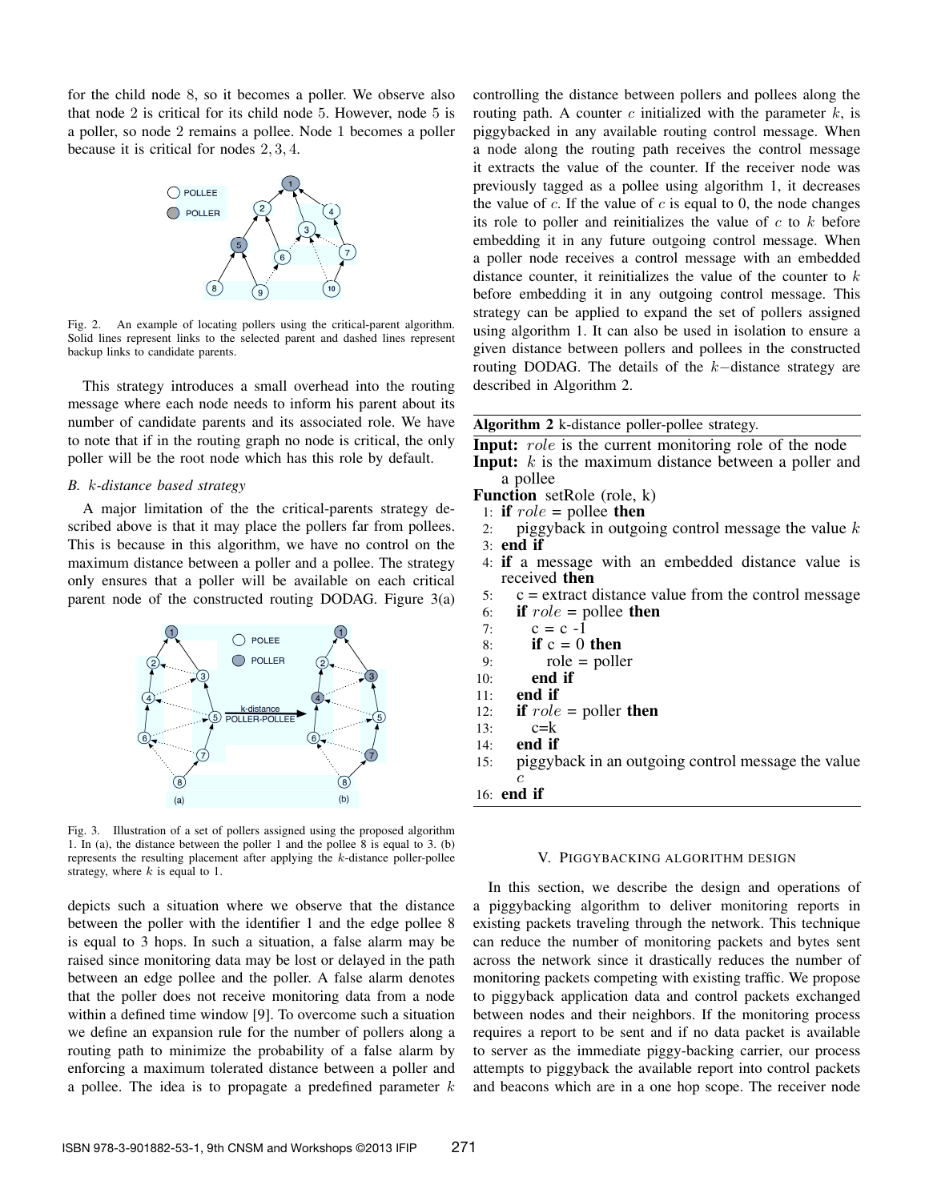for the child node 8, so it becomes a poller. We observe also that node 2 is critical for its child node 5. However, node 5 is a poller, so node 2 remains a pollee. Node 1 becomes a poller because it is critical for nodes 2, 3, 4.

Fig. 2. An example of locating pollers using the critical-parent algorithm. Solid lines represent links to the selected parent and dashed lines represent backup links to candidate parents.

This strategy introduces a small overhead into the routing message where each node needs to inform his parent about its number of candidate parents and its associated role. We have to note that if in the routing graph no node is critical, the only poller will be the root node which has this role by default.

### B. $k$-distance based strategy

A major limitation of the the critical-parents strategy described above is that it may place the pollers far from pollees. This is because in this algorithm, we have no control on the maximum distance between a poller and a pollee. The strategy only ensures that a poller will be available on each critical parent node of the constructed routing DODAG. Figure 3(a) depicts such a situation where we observe that the distance between the poller with the identifier 1 and the edge pollee 8 is equal to 3 hops. In such a situation, a false alarm may be raised since monitoring data may be lost or delayed in the path between an edge pollee and the poller. A false alarm denotes that the poller does not receive monitoring data from a node within a defined time window [9]. To overcome such a situation we define an expansion rule for the number of pollers along a routing path to minimize the probability of a false alarm by enforcing a maximum tolerated distance between a poller and a pollee. The idea is to propagate a predefined parameter $k$ controlling the distance between pollers and pollees along the routing path. A counter $c$ initialized with the parameter $k$, is piggybacked in any available routing control message. When a node along the routing path receives the control message it extracts the value of the counter. If the receiver node was previously tagged as a pollee using algorithm 1, it decreases the value of $c$. If the value of $c$ is equal to 0, the node changes its role to poller and reinitializes the value of $c$ to $k$ before embedding it in any future outgoing control message. When a poller node receives a control message with an embedded distance counter, it reinitializes the value of the counter to $k$ before embedding it in any outgoing control message. This strategy can be applied to expand the set of pollers assigned using algorithm 1. It can also be used in isolation to ensure a given distance between pollers and pollees in the constructed routing DODAG. The details of the $k-$distance strategy are described in Algorithm 2.

Fig. 3. Illustration of a set of pollers assigned using the proposed algorithm 1. In (a), the distance between the poller 1 and the pollee 8 is equal to 3. (b) represents the resulting placement after applying the $k$-distance poller-pollee strategy, where $k$ is equal to 1.

**Algorithm 2** k-distance poller-pollee strategy.

**Input:** $role$ is the current monitoring role of the node
**Input:** $k$ is the maximum distance between a poller and a pollee
**Function** setRole (role, k)

```
1:  if role = pollee then
2:      piggyback in outgoing control message the value k
3:  end if
4:  if a message with an embedded distance value is received then
5:      c = extract distance value from the control message
6:      if role = pollee then
7:          c = c -1
8:          if c = 0 then
9:              role = poller
10:         end if
11:     end if
12:     if role = poller then
13:         c=k
14:     end if
15:     piggyback in an outgoing control message the value c
16: end if
```

## V. Piggybacking algorithm design

In this section, we describe the design and operations of a piggybacking algorithm to deliver monitoring reports in existing packets traveling through the network. This technique can reduce the number of monitoring packets and bytes sent across the network since it drastically reduces the number of monitoring packets competing with existing traffic. We propose to piggyback application data and control packets exchanged between nodes and their neighbors. If the monitoring process requires a report to be sent and if no data packet is available to server as the immediate piggy-backing carrier, our process attempts to piggyback the available report into control packets and beacons which are in a one hop scope. The receiver node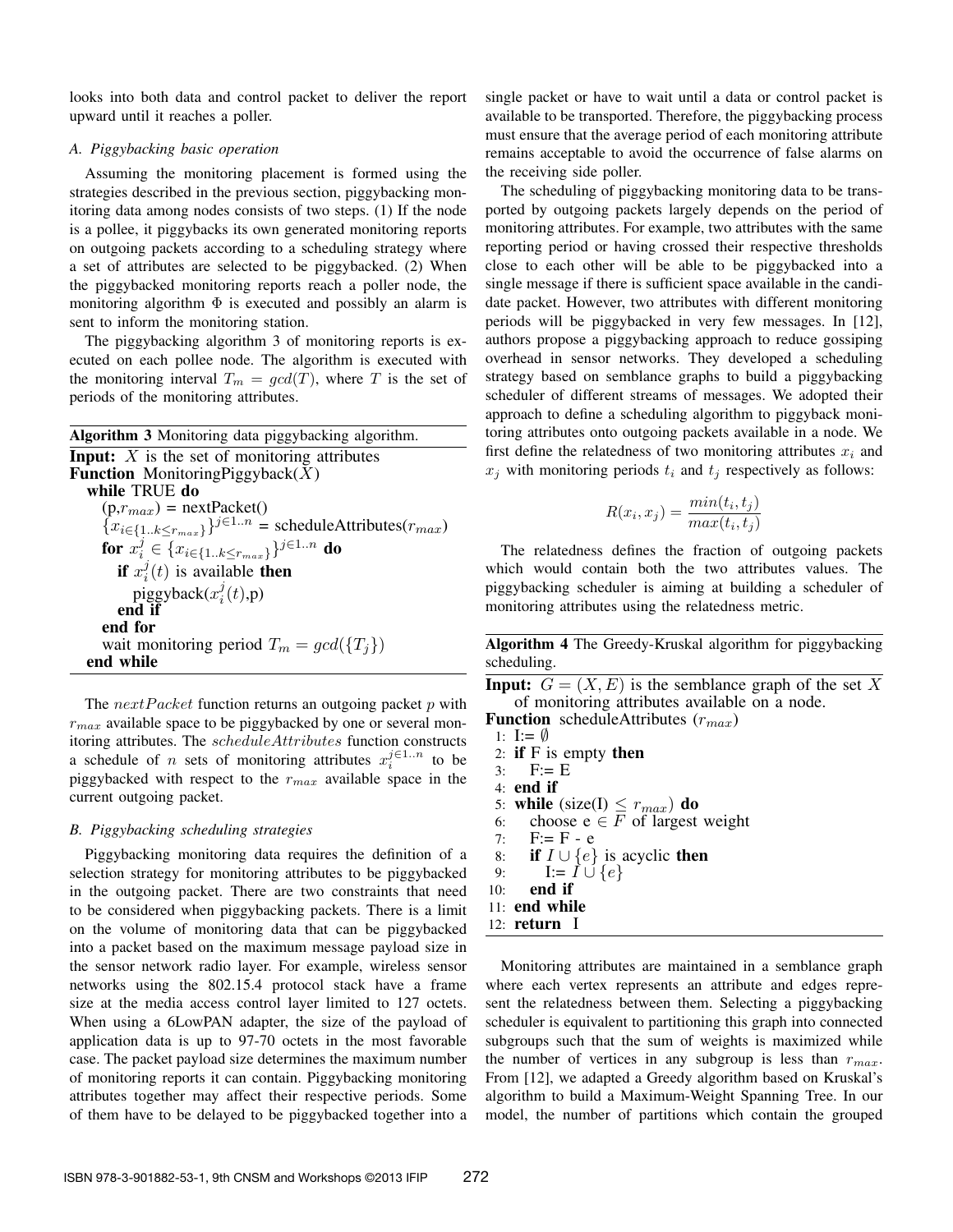looks into both data and control packet to deliver the report upward until it reaches a poller.

### A. Piggybacking basic operation

Assuming the monitoring placement is formed using the strategies described in the previous section, piggybacking monitoring data among nodes consists of two steps. (1) If the node is a pollee, it piggybacks its own generated monitoring reports on outgoing packets according to a scheduling strategy where a set of attributes are selected to be piggybacked. (2) When the piggybacked monitoring reports reach a poller node, the monitoring algorithm $\Phi$ is executed and possibly an alarm is sent to inform the monitoring station.

The piggybacking algorithm 3 of monitoring reports is executed on each pollee node. The algorithm is executed with the monitoring interval $T_m = gcd(T)$, where $T$ is the set of periods of the monitoring attributes.

**Algorithm 3** Monitoring data piggybacking algorithm.

**Input:** $X$ is the set of monitoring attributes
**Function** MonitoringPiggyback($X$)
  **while** TRUE **do**
    (p,$r_{max}$) = nextPacket()
    $\{x_{i \in \{1..k \leq r_{max}\}}\}^{j \in 1..n}$ = scheduleAttributes($r_{max}$)
    **for** $x_i^j \in \{x_{i \in \{1..k \leq r_{max}\}}\}^{j \in 1..n}$ **do**
      **if** $x_i^j(t)$ is available **then**
        piggyback($x_i^j(t)$,p)
      **end if**
    **end for**
    wait monitoring period $T_m = gcd(\{T_j\})$
  **end while**

The $nextPacket$ function returns an outgoing packet $p$ with $r_{max}$ available space to be piggybacked by one or several monitoring attributes. The $scheduleAttributes$ function constructs a schedule of $n$ sets of monitoring attributes $x_i^{j \in 1..n}$ to be piggybacked with respect to the $r_{max}$ available space in the current outgoing packet.

### B. Piggybacking scheduling strategies

Piggybacking monitoring data requires the definition of a selection strategy for monitoring attributes to be piggybacked in the outgoing packet. There are two constraints that need to be considered when piggybacking packets. There is a limit on the volume of monitoring data that can be piggybacked into a packet based on the maximum message payload size in the sensor network radio layer. For example, wireless sensor networks using the 802.15.4 protocol stack have a frame size at the media access control layer limited to 127 octets. When using a 6LowPAN adapter, the size of the payload of application data is up to 97-70 octets in the most favorable case. The packet payload size determines the maximum number of monitoring reports it can contain. Piggybacking monitoring attributes together may affect their respective periods. Some of them have to be delayed to be piggybacked together into a single packet or have to wait until a data or control packet is available to be transported. Therefore, the piggybacking process must ensure that the average period of each monitoring attribute remains acceptable to avoid the occurrence of false alarms on the receiving side poller.

The scheduling of piggybacking monitoring data to be transported by outgoing packets largely depends on the period of monitoring attributes. For example, two attributes with the same reporting period or having crossed their respective thresholds close to each other will be able to be piggybacked into a single message if there is sufficient space available in the candidate packet. However, two attributes with different monitoring periods will be piggybacked in very few messages. In [12], authors propose a piggybacking approach to reduce gossiping overhead in sensor networks. They developed a scheduling strategy based on semblance graphs to build a piggybacking scheduler of different streams of messages. We adopted their approach to define a scheduling algorithm to piggyback monitoring attributes onto outgoing packets available in a node. We first define the relatedness of two monitoring attributes $x_i$ and $x_j$ with monitoring periods $t_i$ and $t_j$ respectively as follows:

$$R(x_i, x_j) = \frac{min(t_i, t_j)}{max(t_i, t_j)}$$

The relatedness defines the fraction of outgoing packets which would contain both the two attributes values. The piggybacking scheduler is aiming at building a scheduler of monitoring attributes using the relatedness metric.

**Algorithm 4** The Greedy-Kruskal algorithm for piggybacking scheduling.

**Input:** $G = (X, E)$ is the semblance graph of the set $X$ of monitoring attributes available on a node.
**Function** scheduleAttributes ($r_{max}$)
1: I:= $\emptyset$
2: **if** F is empty **then**
3:   F:= E
4: **end if**
5: **while** (size(I) $\leq r_{max}$) **do**
6:   choose e $\in F$ of largest weight
7:   F:= F - e
8:   **if** $I \cup \{e\}$ is acyclic **then**
9:     I:= $I \cup \{e\}$
10:   **end if**
11: **end while**
12: **return** I

Monitoring attributes are maintained in a semblance graph where each vertex represents an attribute and edges represent the relatedness between them. Selecting a piggybacking scheduler is equivalent to partitioning this graph into connected subgroups such that the sum of weights is maximized while the number of vertices in any subgroup is less than $r_{max}$. From [12], we adapted a Greedy algorithm based on Kruskal's algorithm to build a Maximum-Weight Spanning Tree. In our model, the number of partitions which contain the grouped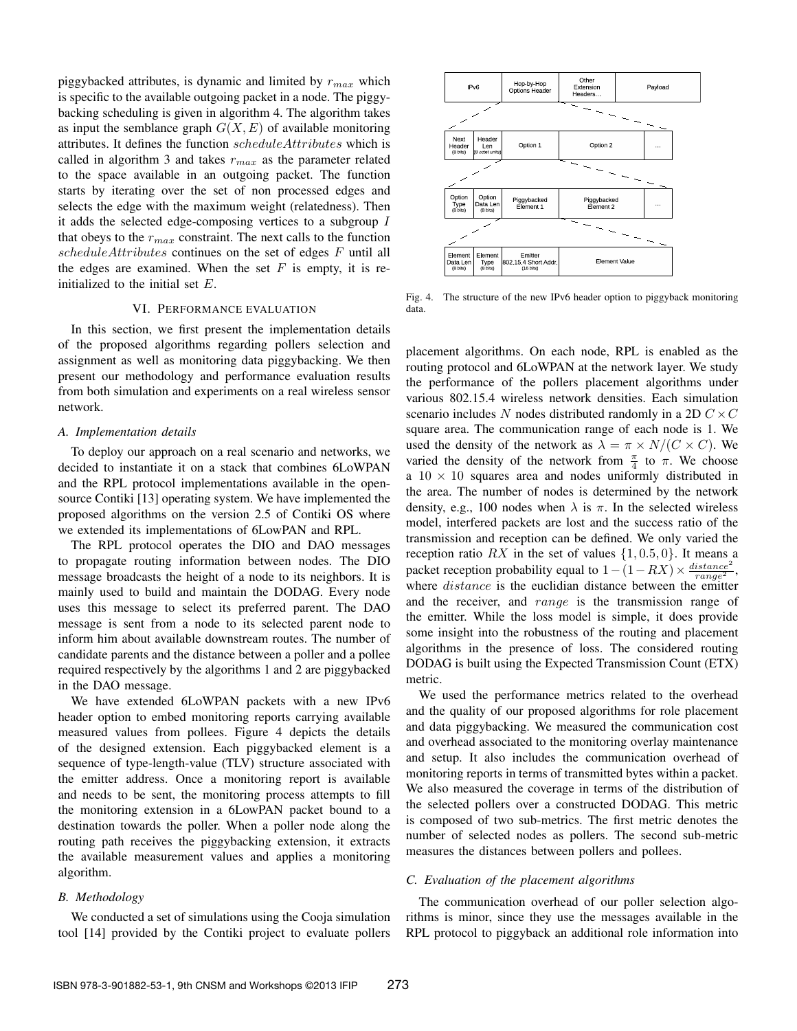piggybacked attributes, is dynamic and limited by $r_{max}$ which is specific to the available outgoing packet in a node. The piggybacking scheduling is given in algorithm 4. The algorithm takes as input the semblance graph $G(X, E)$ of available monitoring attributes. It defines the function $scheduleAttributes$ which is called in algorithm 3 and takes $r_{max}$ as the parameter related to the space available in an outgoing packet. The function starts by iterating over the set of non processed edges and selects the edge with the maximum weight (relatedness). Then it adds the selected edge-composing vertices to a subgroup $I$ that obeys to the $r_{max}$ constraint. The next calls to the function $scheduleAttributes$ continues on the set of edges $F$ until all the edges are examined. When the set $F$ is empty, it is re-initialized to the initial set $E$.

## VI. Performance evaluation

In this section, we first present the implementation details of the proposed algorithms regarding pollers selection and assignment as well as monitoring data piggybacking. We then present our methodology and performance evaluation results from both simulation and experiments on a real wireless sensor network.

### A. Implementation details

To deploy our approach on a real scenario and networks, we decided to instantiate it on a stack that combines 6LoWPAN and the RPL protocol implementations available in the open-source Contiki [13] operating system. We have implemented the proposed algorithms on the version 2.5 of Contiki OS where we extended its implementations of 6LowPAN and RPL.

The RPL protocol operates the DIO and DAO messages to propagate routing information between nodes. The DIO message broadcasts the height of a node to its neighbors. It is mainly used to build and maintain the DODAG. Every node uses this message to select its preferred parent. The DAO message is sent from a node to its selected parent node to inform him about available downstream routes. The number of candidate parents and the distance between a poller and a pollee required respectively by the algorithms 1 and 2 are piggybacked in the DAO message.

We have extended 6LoWPAN packets with a new IPv6 header option to embed monitoring reports carrying available measured values from pollees. Figure 4 depicts the details of the designed extension. Each piggybacked element is a sequence of type-length-value (TLV) structure associated with the emitter address. Once a monitoring report is available and needs to be sent, the monitoring process attempts to fill the monitoring extension in a 6LowPAN packet bound to a destination towards the poller. When a poller node along the routing path receives the piggybacking extension, it extracts the available measurement values and applies a monitoring algorithm.

| IPv6 | Hop-by-Hop Options Header | Other Extension Headers... | Payload |
|---|---|---|---|

| Next Header (8 bits) | Header Len (8 octet units) | Option 1 | Option 2 | ... |
|---|---|---|---|---|

| Option Type (8 bits) | Option Data Len (8 bits) | Piggybacked Element 1 | Piggybacked Element 2 | ... |
|---|---|---|---|---|

| Element Data Len (8 bits) | Element Type (8 bits) | Emitter 802.15.4 Short Addr. (16 bits) | Element Value |
|---|---|---|---|

Fig. 4. The structure of the new IPv6 header option to piggyback monitoring data.

### B. Methodology

We conducted a set of simulations using the Cooja simulation tool [14] provided by the Contiki project to evaluate pollers placement algorithms. On each node, RPL is enabled as the routing protocol and 6LoWPAN at the network layer. We study the performance of the pollers placement algorithms under various 802.15.4 wireless network densities. Each simulation scenario includes $N$ nodes distributed randomly in a 2D $C \times C$ square area. The communication range of each node is 1. We used the density of the network as $\lambda = \pi \times N/(C \times C)$. We varied the density of the network from $\frac{\pi}{4}$ to $\pi$. We choose a $10 \times 10$ squares area and nodes uniformly distributed in the area. The number of nodes is determined by the network density, e.g., 100 nodes when $\lambda$ is $\pi$. In the selected wireless model, interfered packets are lost and the success ratio of the transmission and reception can be defined. We only varied the reception ratio $RX$ in the set of values $\{1, 0.5, 0\}$. It means a packet reception probability equal to $1-(1-RX) \times \frac{distance^2}{range^2}$, where $distance$ is the euclidian distance between the emitter and the receiver, and $range$ is the transmission range of the emitter. While the loss model is simple, it does provide some insight into the robustness of the routing and placement algorithms in the presence of loss. The considered routing DODAG is built using the Expected Transmission Count (ETX) metric.

We used the performance metrics related to the overhead and the quality of our proposed algorithms for role placement and data piggybacking. We measured the communication cost and overhead associated to the monitoring overlay maintenance and setup. It also includes the communication overhead of monitoring reports in terms of transmitted bytes within a packet. We also measured the coverage in terms of the distribution of the selected pollers over a constructed DODAG. This metric is composed of two sub-metrics. The first metric denotes the number of selected nodes as pollers. The second sub-metric measures the distances between pollers and pollees.

### C. Evaluation of the placement algorithms

The communication overhead of our poller selection algorithms is minor, since they use the messages available in the RPL protocol to piggyback an additional role information into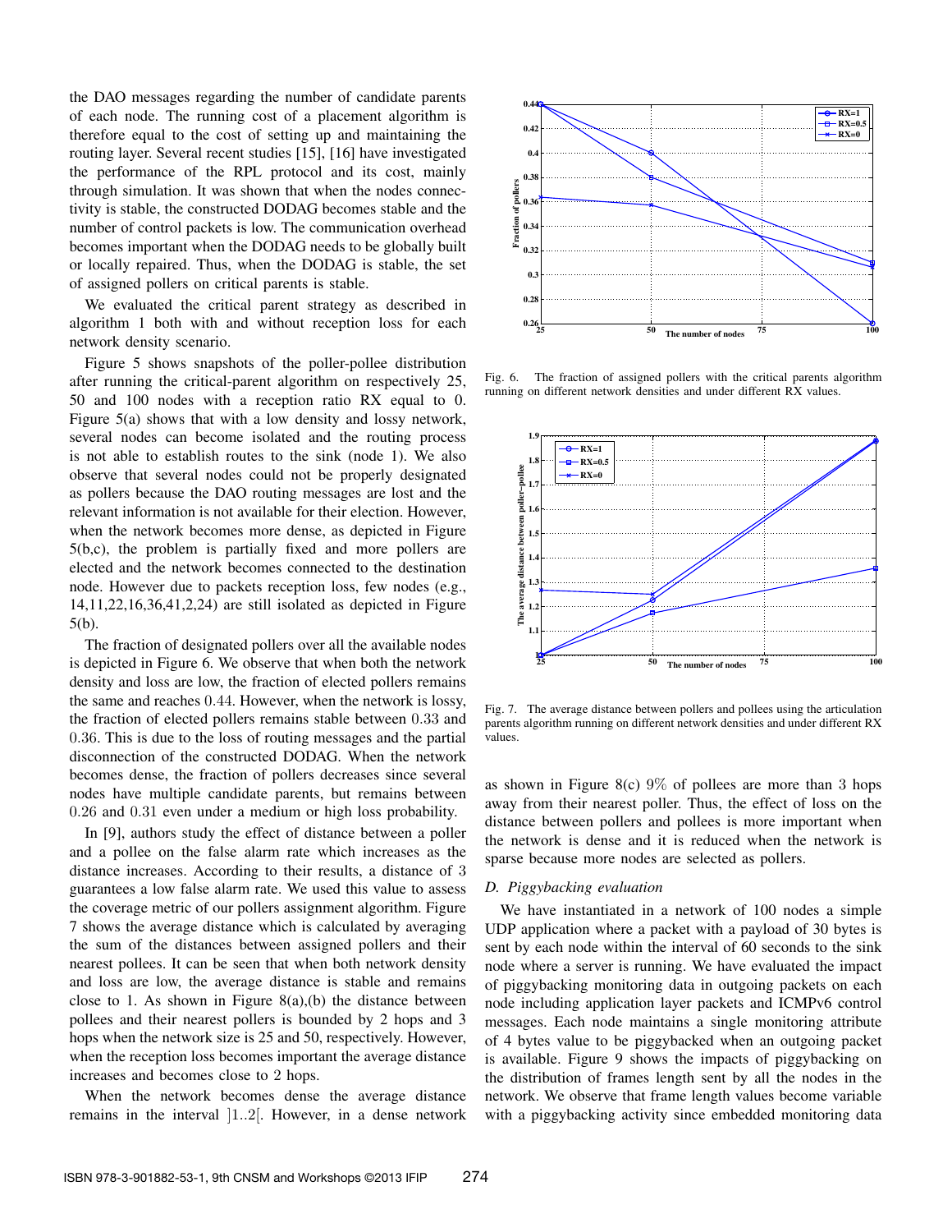the DAO messages regarding the number of candidate parents of each node. The running cost of a placement algorithm is therefore equal to the cost of setting up and maintaining the routing layer. Several recent studies [15], [16] have investigated the performance of the RPL protocol and its cost, mainly through simulation. It was shown that when the nodes connectivity is stable, the constructed DODAG becomes stable and the number of control packets is low. The communication overhead becomes important when the DODAG needs to be globally built or locally repaired. Thus, when the DODAG is stable, the set of assigned pollers on critical parents is stable.

We evaluated the critical parent strategy as described in algorithm 1 both with and without reception loss for each network density scenario.

Figure 5 shows snapshots of the poller-pollee distribution after running the critical-parent algorithm on respectively 25, 50 and 100 nodes with a reception ratio RX equal to 0. Figure 5(a) shows that with a low density and lossy network, several nodes can become isolated and the routing process is not able to establish routes to the sink (node 1). We also observe that several nodes could not be properly designated as pollers because the DAO routing messages are lost and the relevant information is not available for their election. However, when the network becomes more dense, as depicted in Figure 5(b,c), the problem is partially fixed and more pollers are elected and the network becomes connected to the destination node. However due to packets reception loss, few nodes (e.g., 14,11,22,16,36,41,2,24) are still isolated as depicted in Figure 5(b).

The fraction of designated pollers over all the available nodes is depicted in Figure 6. We observe that when both the network density and loss are low, the fraction of elected pollers remains the same and reaches $0.44$. However, when the network is lossy, the fraction of elected pollers remains stable between $0.33$ and $0.36$. This is due to the loss of routing messages and the partial disconnection of the constructed DODAG. When the network becomes dense, the fraction of pollers decreases since several nodes have multiple candidate parents, but remains between $0.26$ and $0.31$ even under a medium or high loss probability.

In [9], authors study the effect of distance between a poller and a pollee on the false alarm rate which increases as the distance increases. According to their results, a distance of 3 guarantees a low false alarm rate. We used this value to assess the coverage metric of our pollers assignment algorithm. Figure 7 shows the average distance which is calculated by averaging the sum of the distances between assigned pollers and their nearest pollees. It can be seen that when both network density and loss are low, the average distance is stable and remains close to 1. As shown in Figure 8(a),(b) the distance between pollees and their nearest pollers is bounded by 2 hops and 3 hops when the network size is 25 and 50, respectively. However, when the reception loss becomes important the average distance increases and becomes close to 2 hops.

When the network becomes dense the average distance remains in the interval $]1..2[$. However, in a dense network

Fig. 6. The fraction of assigned pollers with the critical parents algorithm running on different network densities and under different RX values.

Fig. 7. The average distance between pollers and pollees using the articulation parents algorithm running on different network densities and under different RX values.

as shown in Figure 8(c) $9\%$ of pollees are more than 3 hops away from their nearest poller. Thus, the effect of loss on the distance between pollers and pollees is more important when the network is dense and it is reduced when the network is sparse because more nodes are selected as pollers.

### D. Piggybacking evaluation

We have instantiated in a network of 100 nodes a simple UDP application where a packet with a payload of 30 bytes is sent by each node within the interval of 60 seconds to the sink node where a server is running. We have evaluated the impact of piggybacking monitoring data in outgoing packets on each node including application layer packets and ICMPv6 control messages. Each node maintains a single monitoring attribute of 4 bytes value to be piggybacked when an outgoing packet is available. Figure 9 shows the impacts of piggybacking on the distribution of frames length sent by all the nodes in the network. We observe that frame length values become variable with a piggybacking activity since embedded monitoring data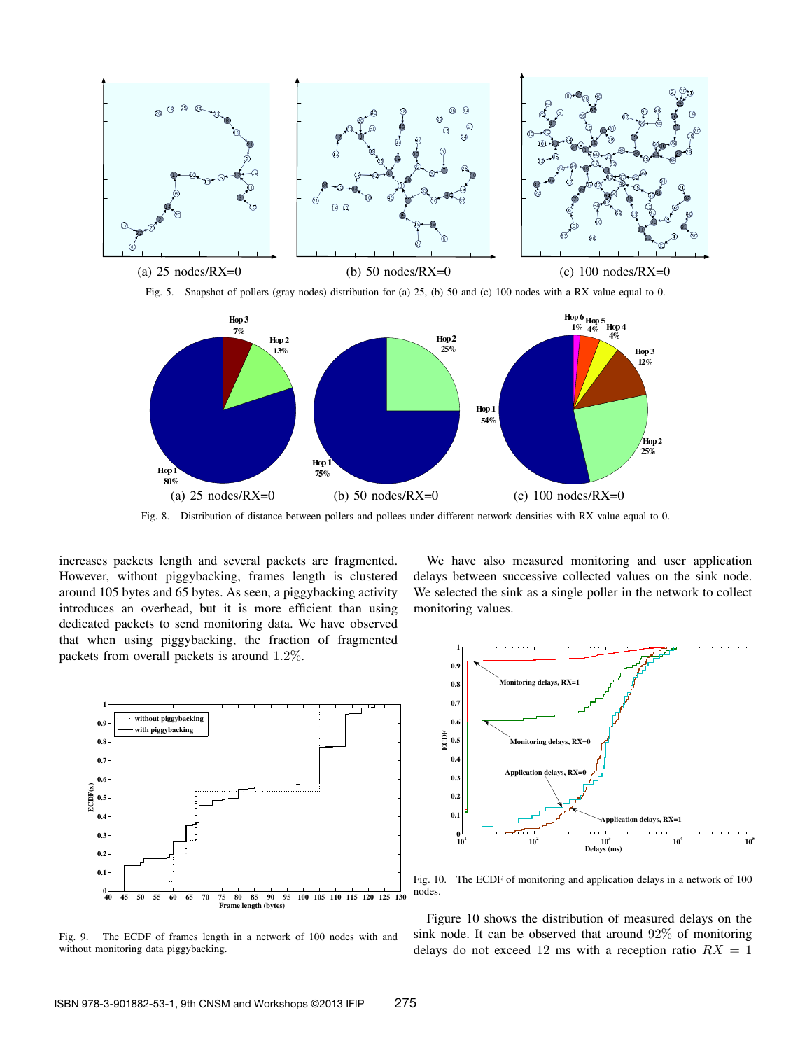(a) 25 nodes/RX=0 (b) 50 nodes/RX=0 (c) 100 nodes/RX=0

Fig. 5. Snapshot of pollers (gray nodes) distribution for (a) 25, (b) 50 and (c) 100 nodes with a RX value equal to 0.

(a) 25 nodes/RX=0 (b) 50 nodes/RX=0 (c) 100 nodes/RX=0

Fig. 8. Distribution of distance between pollers and pollees under different network densities with RX value equal to 0.

increases packets length and several packets are fragmented. However, without piggybacking, frames length is clustered around 105 bytes and 65 bytes. As seen, a piggybacking activity introduces an overhead, but it is more efficient than using dedicated packets to send monitoring data. We have observed that when using piggybacking, the fraction of fragmented packets from overall packets is around 1.2%.

Fig. 9. The ECDF of frames length in a network of 100 nodes with and without monitoring data piggybacking.

We have also measured monitoring and user application delays between successive collected values on the sink node. We selected the sink as a single poller in the network to collect monitoring values.

Fig. 10. The ECDF of monitoring and application delays in a network of 100 nodes.

Figure 10 shows the distribution of measured delays on the sink node. It can be observed that around 92% of monitoring delays do not exceed 12 ms with a reception ratio $RX = 1$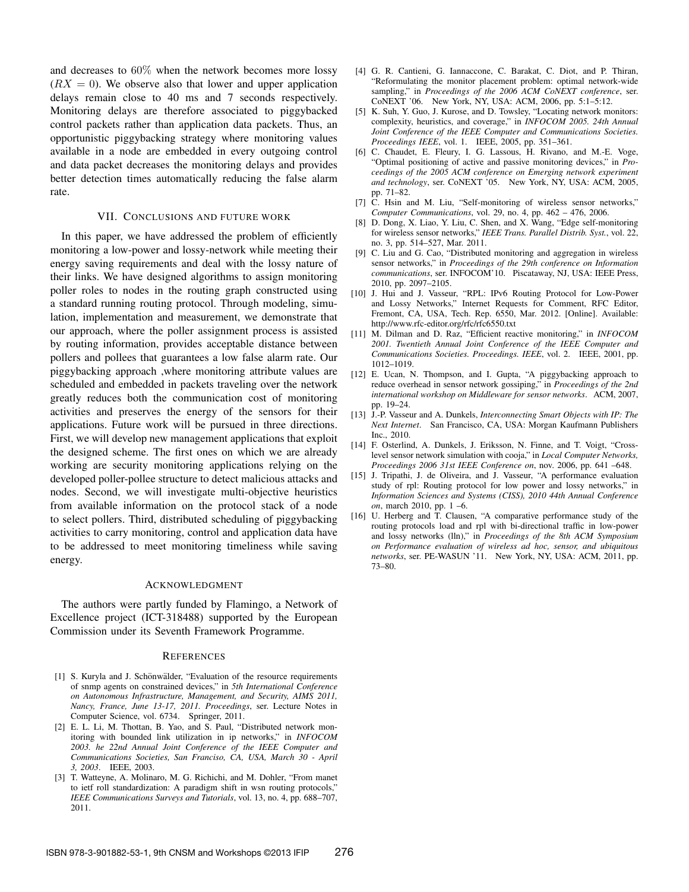and decreases to $60\%$ when the network becomes more lossy ($RX = 0$). We observe also that lower and upper application delays remain close to 40 ms and 7 seconds respectively. Monitoring delays are therefore associated to piggybacked control packets rather than application data packets. Thus, an opportunistic piggybacking strategy where monitoring values available in a node are embedded in every outgoing control and data packet decreases the monitoring delays and provides better detection times automatically reducing the false alarm rate.

## VII. Conclusions and future work

In this paper, we have addressed the problem of efficiently monitoring a low-power and lossy-network while meeting their energy saving requirements and deal with the lossy nature of their links. We have designed algorithms to assign monitoring poller roles to nodes in the routing graph constructed using a standard running routing protocol. Through modeling, simulation, implementation and measurement, we demonstrate that our approach, where the poller assignment process is assisted by routing information, provides acceptable distance between pollers and pollees that guarantees a low false alarm rate. Our piggybacking approach ,where monitoring attribute values are scheduled and embedded in packets traveling over the network greatly reduces both the communication cost of monitoring activities and preserves the energy of the sensors for their applications. Future work will be pursued in three directions. First, we will develop new management applications that exploit the designed scheme. The first ones on which we are already working are security monitoring applications relying on the developed poller-pollee structure to detect malicious attacks and nodes. Second, we will investigate multi-objective heuristics from available information on the protocol stack of a node to select pollers. Third, distributed scheduling of piggybacking activities to carry monitoring, control and application data have to be addressed to meet monitoring timeliness while saving energy.

## Acknowledgment

The authors were partly funded by Flamingo, a Network of Excellence project (ICT-318488) supported by the European Commission under its Seventh Framework Programme.

## References

[1] S. Kuryla and J. Schönwälder, "Evaluation of the resource requirements of snmp agents on constrained devices," in *5th International Conference on Autonomous Infrastructure, Management, and Security, AIMS 2011, Nancy, France, June 13-17, 2011. Proceedings*, ser. Lecture Notes in Computer Science, vol. 6734. Springer, 2011.

[2] E. L. Li, M. Thottan, B. Yao, and S. Paul, "Distributed network monitoring with bounded link utilization in ip networks," in *INFOCOM 2003. he 22nd Annual Joint Conference of the IEEE Computer and Communications Societies, San Franciso, CA, USA, March 30 - April 3, 2003*. IEEE, 2003.

[3] T. Watteyne, A. Molinaro, M. G. Richichi, and M. Dohler, "From manet to ietf roll standardization: A paradigm shift in wsn routing protocols," *IEEE Communications Surveys and Tutorials*, vol. 13, no. 4, pp. 688–707, 2011.

[4] G. R. Cantieni, G. Iannaccone, C. Barakat, C. Diot, and P. Thiran, "Reformulating the monitor placement problem: optimal network-wide sampling," in *Proceedings of the 2006 ACM CoNEXT conference*, ser. CoNEXT '06. New York, NY, USA: ACM, 2006, pp. 5:1–5:12.

[5] K. Suh, Y. Guo, J. Kurose, and D. Towsley, "Locating network monitors: complexity, heuristics, and coverage," in *INFOCOM 2005. 24th Annual Joint Conference of the IEEE Computer and Communications Societies. Proceedings IEEE*, vol. 1. IEEE, 2005, pp. 351–361.

[6] C. Chaudet, E. Fleury, I. G. Lassous, H. Rivano, and M.-E. Voge, "Optimal positioning of active and passive monitoring devices," in *Proceedings of the 2005 ACM conference on Emerging network experiment and technology*, ser. CoNEXT '05. New York, NY, USA: ACM, 2005, pp. 71–82.

[7] C. Hsin and M. Liu, "Self-monitoring of wireless sensor networks," *Computer Communications*, vol. 29, no. 4, pp. 462 – 476, 2006.

[8] D. Dong, X. Liao, Y. Liu, C. Shen, and X. Wang, "Edge self-monitoring for wireless sensor networks," *IEEE Trans. Parallel Distrib. Syst.*, vol. 22, no. 3, pp. 514–527, Mar. 2011.

[9] C. Liu and G. Cao, "Distributed monitoring and aggregation in wireless sensor networks," in *Proceedings of the 29th conference on Information communications*, ser. INFOCOM'10. Piscataway, NJ, USA: IEEE Press, 2010, pp. 2097–2105.

[10] J. Hui and J. Vasseur, "RPL: IPv6 Routing Protocol for Low-Power and Lossy Networks," Internet Requests for Comment, RFC Editor, Fremont, CA, USA, Tech. Rep. 6550, Mar. 2012. [Online]. Available: http://www.rfc-editor.org/rfc/rfc6550.txt

[11] M. Dilman and D. Raz, "Efficient reactive monitoring," in *INFOCOM 2001. Twentieth Annual Joint Conference of the IEEE Computer and Communications Societies. Proceedings. IEEE*, vol. 2. IEEE, 2001, pp. 1012–1019.

[12] E. Ucan, N. Thompson, and I. Gupta, "A piggybacking approach to reduce overhead in sensor network gossiping," in *Proceedings of the 2nd international workshop on Middleware for sensor networks*. ACM, 2007, pp. 19–24.

[13] J.-P. Vasseur and A. Dunkels, *Interconnecting Smart Objects with IP: The Next Internet*. San Francisco, CA, USA: Morgan Kaufmann Publishers Inc., 2010.

[14] F. Osterlind, A. Dunkels, J. Eriksson, N. Finne, and T. Voigt, "Cross-level sensor network simulation with cooja," in *Local Computer Networks, Proceedings 2006 31st IEEE Conference on*, nov. 2006, pp. 641 –648.

[15] J. Tripathi, J. de Oliveira, and J. Vasseur, "A performance evaluation study of rpl: Routing protocol for low power and lossy networks," in *Information Sciences and Systems (CISS), 2010 44th Annual Conference on*, march 2010, pp. 1 –6.

[16] U. Herberg and T. Clausen, "A comparative performance study of the routing protocols load and rpl with bi-directional traffic in low-power and lossy networks (lln)," in *Proceedings of the 8th ACM Symposium on Performance evaluation of wireless ad hoc, sensor, and ubiquitous networks*, ser. PE-WASUN '11. New York, NY, USA: ACM, 2011, pp. 73–80.